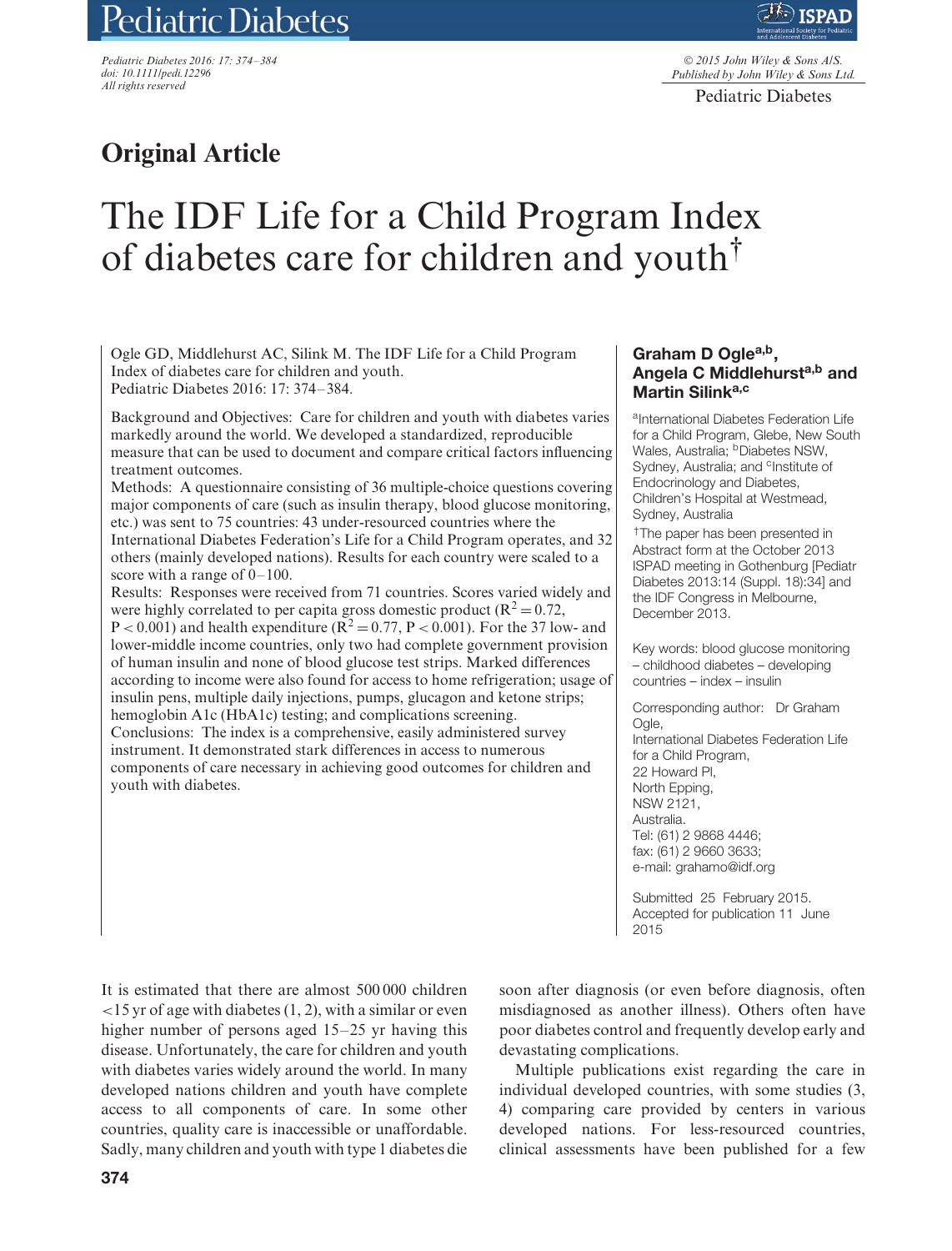## Original Article

# The IDF Life for a Child Program Index of diabetes care for children and youth[†]

Ogle GD, Middlehurst AC, Silink M. The IDF Life for a Child Program Index of diabetes care for children and youth.
Pediatric Diabetes 2016: 17: 374–384.

Background and Objectives: Care for children and youth with diabetes varies markedly around the world. We developed a standardized, reproducible measure that can be used to document and compare critical factors influencing treatment outcomes.
Methods: A questionnaire consisting of 36 multiple-choice questions covering major components of care (such as insulin therapy, blood glucose monitoring, etc.) was sent to 75 countries: 43 under-resourced countries where the International Diabetes Federation's Life for a Child Program operates, and 32 others (mainly developed nations). Results for each country were scaled to a score with a range of 0–100.
Results: Responses were received from 71 countries. Scores varied widely and were highly correlated to per capita gross domestic product ($R^2 = 0.72$, $P < 0.001$) and health expenditure ($R^2 = 0.77$, $P < 0.001$). For the 37 low- and lower-middle income countries, only two had complete government provision of human insulin and none of blood glucose test strips. Marked differences according to income were also found for access to home refrigeration; usage of insulin pens, multiple daily injections, pumps, glucagon and ketone strips; hemoglobin A1c (HbA1c) testing; and complications screening.
Conclusions: The index is a comprehensive, easily administered survey instrument. It demonstrated stark differences in access to numerous components of care necessary in achieving good outcomes for children and youth with diabetes.

**Graham D Ogle[a,b], Angela C Middlehurst[a,b] and Martin Silink[a,c]**

[a]International Diabetes Federation Life for a Child Program, Glebe, New South Wales, Australia; [b]Diabetes NSW, Sydney, Australia; and [c]Institute of Endocrinology and Diabetes, Children's Hospital at Westmead, Sydney, Australia

[†]The paper has been presented in Abstract form at the October 2013 ISPAD meeting in Gothenburg [Pediatr Diabetes 2013:14 (Suppl. 18):34] and the IDF Congress in Melbourne, December 2013.

Key words: blood glucose monitoring – childhood diabetes – developing countries – index – insulin

Corresponding author: Dr Graham Ogle,
International Diabetes Federation Life for a Child Program,
22 Howard Pl,
North Epping,
NSW 2121,
Australia.
Tel: (61) 2 9868 4446;
fax: (61) 2 9660 3633;
e-mail: grahamo@idf.org

Submitted 25 February 2015. Accepted for publication 11 June 2015

It is estimated that there are almost 500 000 children <15 yr of age with diabetes (1, 2), with a similar or even higher number of persons aged 15–25 yr having this disease. Unfortunately, the care for children and youth with diabetes varies widely around the world. In many developed nations children and youth have complete access to all components of care. In some other countries, quality care is inaccessible or unaffordable. Sadly, many children and youth with type 1 diabetes die soon after diagnosis (or even before diagnosis, often misdiagnosed as another illness). Others often have poor diabetes control and frequently develop early and devastating complications.

Multiple publications exist regarding the care in individual developed countries, with some studies (3, 4) comparing care provided by centers in various developed nations. For less-resourced countries, clinical assessments have been published for a few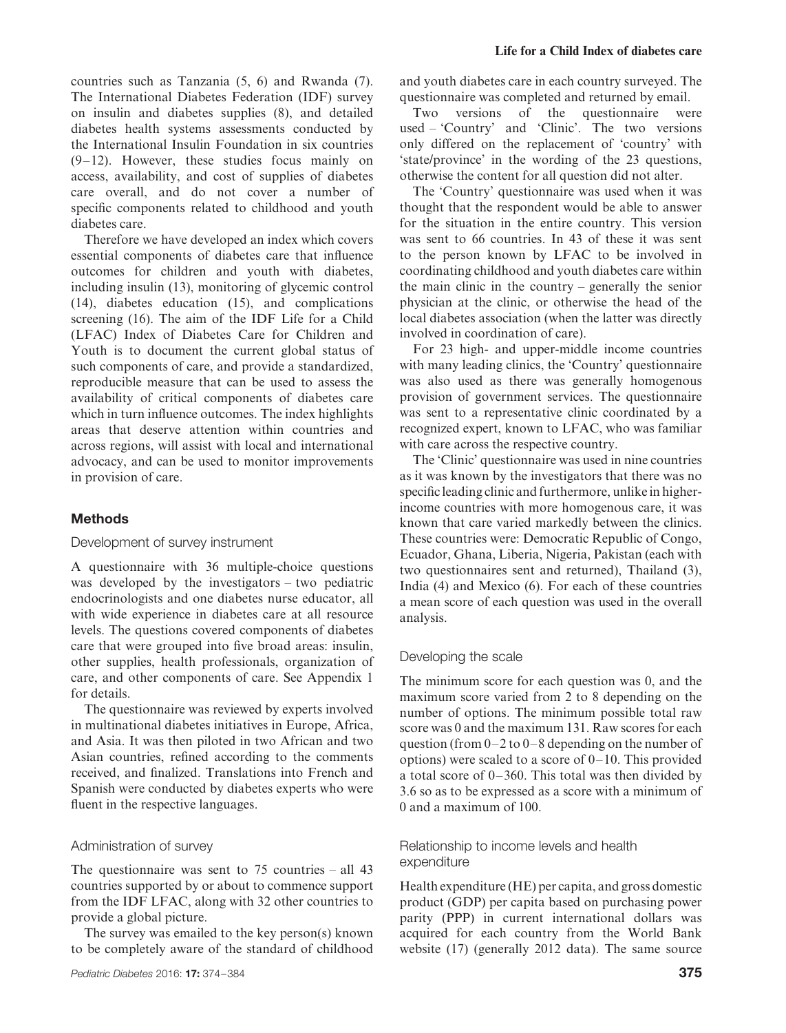countries such as Tanzania (5, 6) and Rwanda (7). The International Diabetes Federation (IDF) survey on insulin and diabetes supplies (8), and detailed diabetes health systems assessments conducted by the International Insulin Foundation in six countries (9–12). However, these studies focus mainly on access, availability, and cost of supplies of diabetes care overall, and do not cover a number of specific components related to childhood and youth diabetes care.

Therefore we have developed an index which covers essential components of diabetes care that influence outcomes for children and youth with diabetes, including insulin (13), monitoring of glycemic control (14), diabetes education (15), and complications screening (16). The aim of the IDF Life for a Child (LFAC) Index of Diabetes Care for Children and Youth is to document the current global status of such components of care, and provide a standardized, reproducible measure that can be used to assess the availability of critical components of diabetes care which in turn influence outcomes. The index highlights areas that deserve attention within countries and across regions, will assist with local and international advocacy, and can be used to monitor improvements in provision of care.

## Methods

### Development of survey instrument

A questionnaire with 36 multiple-choice questions was developed by the investigators – two pediatric endocrinologists and one diabetes nurse educator, all with wide experience in diabetes care at all resource levels. The questions covered components of diabetes care that were grouped into five broad areas: insulin, other supplies, health professionals, organization of care, and other components of care. See Appendix 1 for details.

The questionnaire was reviewed by experts involved in multinational diabetes initiatives in Europe, Africa, and Asia. It was then piloted in two African and two Asian countries, refined according to the comments received, and finalized. Translations into French and Spanish were conducted by diabetes experts who were fluent in the respective languages.

### Administration of survey

The questionnaire was sent to 75 countries – all 43 countries supported by or about to commence support from the IDF LFAC, along with 32 other countries to provide a global picture.

The survey was emailed to the key person(s) known to be completely aware of the standard of childhood and youth diabetes care in each country surveyed. The questionnaire was completed and returned by email.

Two versions of the questionnaire were used – 'Country' and 'Clinic'. The two versions only differed on the replacement of 'country' with 'state/province' in the wording of the 23 questions, otherwise the content for all question did not alter.

The 'Country' questionnaire was used when it was thought that the respondent would be able to answer for the situation in the entire country. This version was sent to 66 countries. In 43 of these it was sent to the person known by LFAC to be involved in coordinating childhood and youth diabetes care within the main clinic in the country – generally the senior physician at the clinic, or otherwise the head of the local diabetes association (when the latter was directly involved in coordination of care).

For 23 high- and upper-middle income countries with many leading clinics, the 'Country' questionnaire was also used as there was generally homogenous provision of government services. The questionnaire was sent to a representative clinic coordinated by a recognized expert, known to LFAC, who was familiar with care across the respective country.

The 'Clinic' questionnaire was used in nine countries as it was known by the investigators that there was no specific leading clinic and furthermore, unlike in higher-income countries with more homogenous care, it was known that care varied markedly between the clinics. These countries were: Democratic Republic of Congo, Ecuador, Ghana, Liberia, Nigeria, Pakistan (each with two questionnaires sent and returned), Thailand (3), India (4) and Mexico (6). For each of these countries a mean score of each question was used in the overall analysis.

### Developing the scale

The minimum score for each question was 0, and the maximum score varied from 2 to 8 depending on the number of options. The minimum possible total raw score was 0 and the maximum 131. Raw scores for each question (from 0–2 to 0–8 depending on the number of options) were scaled to a score of 0–10. This provided a total score of 0–360. This total was then divided by 3.6 so as to be expressed as a score with a minimum of 0 and a maximum of 100.

### Relationship to income levels and health expenditure

Health expenditure (HE) per capita, and gross domestic product (GDP) per capita based on purchasing power parity (PPP) in current international dollars was acquired for each country from the World Bank website (17) (generally 2012 data). The same source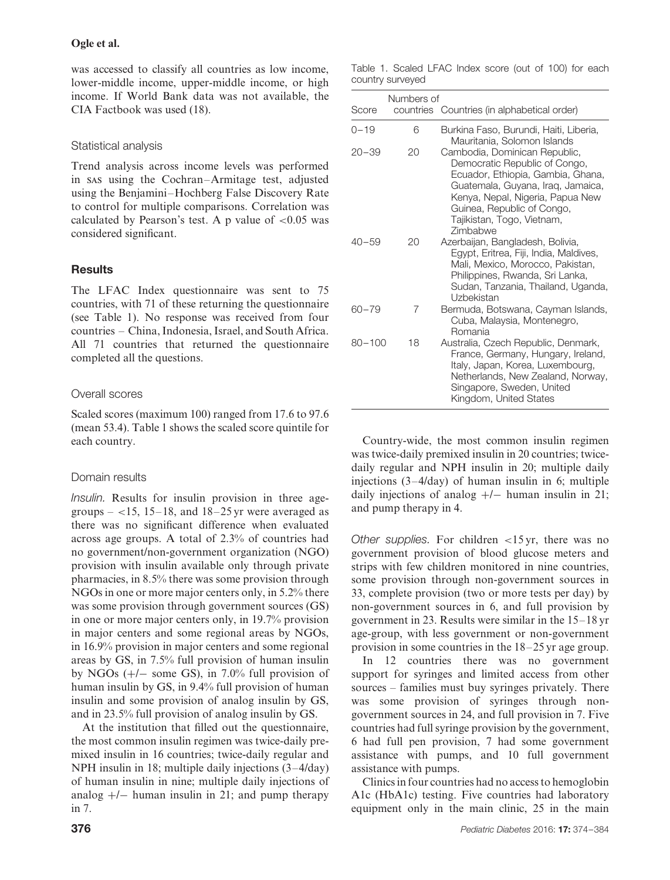was accessed to classify all countries as low income, lower-middle income, upper-middle income, or high income. If World Bank data was not available, the CIA Factbook was used (18).

### Statistical analysis

Trend analysis across income levels was performed in SAS using the Cochran–Armitage test, adjusted using the Benjamini–Hochberg False Discovery Rate to control for multiple comparisons. Correlation was calculated by Pearson's test. A p value of <0.05 was considered significant.

## Results

The LFAC Index questionnaire was sent to 75 countries, with 71 of these returning the questionnaire (see Table 1). No response was received from four countries – China, Indonesia, Israel, and South Africa. All 71 countries that returned the questionnaire completed all the questions.

### Overall scores

Scaled scores (maximum 100) ranged from 17.6 to 97.6 (mean 53.4). Table 1 shows the scaled score quintile for each country.

### Domain results

*Insulin.* Results for insulin provision in three age-groups – <15, 15–18, and 18–25 yr were averaged as there was no significant difference when evaluated across age groups. A total of 2.3% of countries had no government/non-government organization (NGO) provision with insulin available only through private pharmacies, in 8.5% there was some provision through NGOs in one or more major centers only, in 5.2% there was some provision through government sources (GS) in one or more major centers only, in 19.7% provision in major centers and some regional areas by NGOs, in 16.9% provision in major centers and some regional areas by GS, in 7.5% full provision of human insulin by NGOs (+/− some GS), in 7.0% full provision of human insulin by GS, in 9.4% full provision of human insulin and some provision of analog insulin by GS, and in 23.5% full provision of analog insulin by GS.

At the institution that filled out the questionnaire, the most common insulin regimen was twice-daily premixed insulin in 16 countries; twice-daily regular and NPH insulin in 18; multiple daily injections (3–4/day) of human insulin in nine; multiple daily injections of analog +/− human insulin in 21; and pump therapy in 7.

Table 1. Scaled LFAC Index score (out of 100) for each country surveyed

| Score | Numbers of countries | Countries (in alphabetical order) |
|---|---|---|
| 0–19 | 6 | Burkina Faso, Burundi, Haiti, Liberia, Mauritania, Solomon Islands |
| 20–39 | 20 | Cambodia, Dominican Republic, Democratic Republic of Congo, Ecuador, Ethiopia, Gambia, Ghana, Guatemala, Guyana, Iraq, Jamaica, Kenya, Nepal, Nigeria, Papua New Guinea, Republic of Congo, Tajikistan, Togo, Vietnam, Zimbabwe |
| 40–59 | 20 | Azerbaijan, Bangladesh, Bolivia, Egypt, Eritrea, Fiji, India, Maldives, Mali, Mexico, Morocco, Pakistan, Philippines, Rwanda, Sri Lanka, Sudan, Tanzania, Thailand, Uganda, Uzbekistan |
| 60–79 | 7 | Bermuda, Botswana, Cayman Islands, Cuba, Malaysia, Montenegro, Romania |
| 80–100 | 18 | Australia, Czech Republic, Denmark, France, Germany, Hungary, Ireland, Italy, Japan, Korea, Luxembourg, Netherlands, New Zealand, Norway, Singapore, Sweden, United Kingdom, United States |

Country-wide, the most common insulin regimen was twice-daily premixed insulin in 20 countries; twice-daily regular and NPH insulin in 20; multiple daily injections (3–4/day) of human insulin in 6; multiple daily injections of analog +/− human insulin in 21; and pump therapy in 4.

*Other supplies.* For children <15 yr, there was no government provision of blood glucose meters and strips with few children monitored in nine countries, some provision through non-government sources in 33, complete provision (two or more tests per day) by non-government sources in 6, and full provision by government in 23. Results were similar in the 15–18 yr age-group, with less government or non-government provision in some countries in the 18–25 yr age group.

In 12 countries there was no government support for syringes and limited access from other sources – families must buy syringes privately. There was some provision of syringes through non-government sources in 24, and full provision in 7. Five countries had full syringe provision by the government, 6 had full pen provision, 7 had some government assistance with pumps, and 10 full government assistance with pumps.

Clinics in four countries had no access to hemoglobin A1c (HbA1c) testing. Five countries had laboratory equipment only in the main clinic, 25 in the main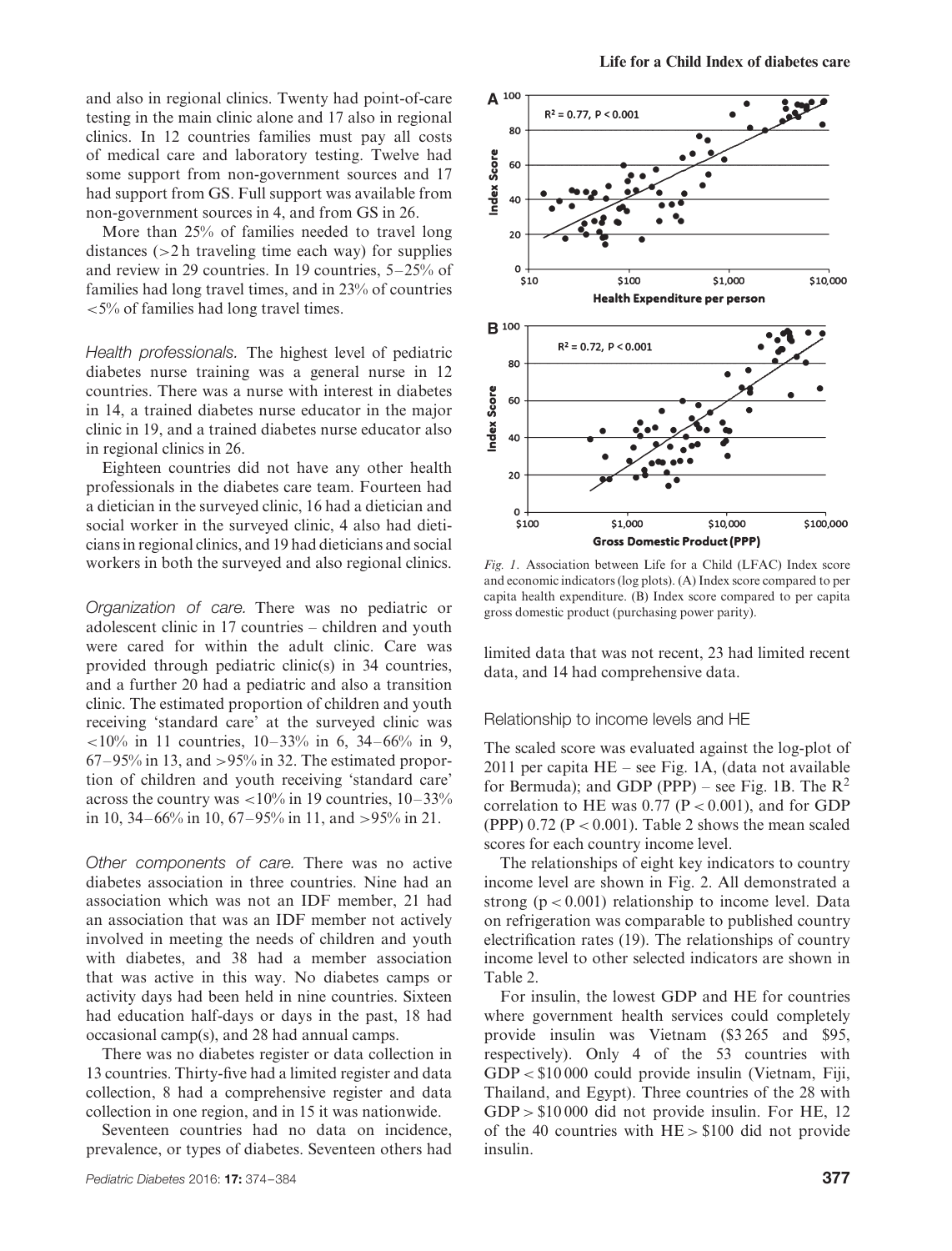and also in regional clinics. Twenty had point-of-care testing in the main clinic alone and 17 also in regional clinics. In 12 countries families must pay all costs of medical care and laboratory testing. Twelve had some support from non-government sources and 17 had support from GS. Full support was available from non-government sources in 4, and from GS in 26.

More than 25% of families needed to travel long distances (>2 h traveling time each way) for supplies and review in 29 countries. In 19 countries, 5–25% of families had long travel times, and in 23% of countries <5% of families had long travel times.

*Health professionals.* The highest level of pediatric diabetes nurse training was a general nurse in 12 countries. There was a nurse with interest in diabetes in 14, a trained diabetes nurse educator in the major clinic in 19, and a trained diabetes nurse educator also in regional clinics in 26.

Eighteen countries did not have any other health professionals in the diabetes care team. Fourteen had a dietician in the surveyed clinic, 16 had a dietician and social worker in the surveyed clinic, 4 also had dieticians in regional clinics, and 19 had dieticians and social workers in both the surveyed and also regional clinics.

*Organization of care.* There was no pediatric or adolescent clinic in 17 countries – children and youth were cared for within the adult clinic. Care was provided through pediatric clinic(s) in 34 countries, and a further 20 had a pediatric and also a transition clinic. The estimated proportion of children and youth receiving 'standard care' at the surveyed clinic was <10% in 11 countries, 10–33% in 6, 34–66% in 9, 67–95% in 13, and >95% in 32. The estimated proportion of children and youth receiving 'standard care' across the country was <10% in 19 countries, 10–33% in 10, 34–66% in 10, 67–95% in 11, and >95% in 21.

*Other components of care.* There was no active diabetes association in three countries. Nine had an association which was not an IDF member, 21 had an association that was an IDF member not actively involved in meeting the needs of children and youth with diabetes, and 38 had a member association that was active in this way. No diabetes camps or activity days had been held in nine countries. Sixteen had education half-days or days in the past, 18 had occasional camp(s), and 28 had annual camps.

There was no diabetes register or data collection in 13 countries. Thirty-five had a limited register and data collection, 8 had a comprehensive register and data collection in one region, and in 15 it was nationwide.

Seventeen countries had no data on incidence, prevalence, or types of diabetes. Seventeen others had limited data that was not recent, 23 had limited recent data, and 14 had comprehensive data.

Fig. 1. Association between Life for a Child (LFAC) Index score and economic indicators (log plots). (A) Index score compared to per capita health expenditure. (B) Index score compared to per capita gross domestic product (purchasing power parity).

### Relationship to income levels and HE

The scaled score was evaluated against the log-plot of 2011 per capita HE – see Fig. 1A, (data not available for Bermuda); and GDP (PPP) – see Fig. 1B. The $R^2$ correlation to HE was 0.77 ($P < 0.001$), and for GDP (PPP) 0.72 ($P < 0.001$). Table 2 shows the mean scaled scores for each country income level.

The relationships of eight key indicators to country income level are shown in Fig. 2. All demonstrated a strong ($p < 0.001$) relationship to income level. Data on refrigeration was comparable to published country electrification rates (19). The relationships of country income level to other selected indicators are shown in Table 2.

For insulin, the lowest GDP and HE for countries where government health services could completely provide insulin was Vietnam ($3 265 and $95, respectively). Only 4 of the 53 countries with GDP < $10 000 could provide insulin (Vietnam, Fiji, Thailand, and Egypt). Three countries of the 28 with GDP > $10 000 did not provide insulin. For HE, 12 of the 40 countries with HE > $100 did not provide insulin.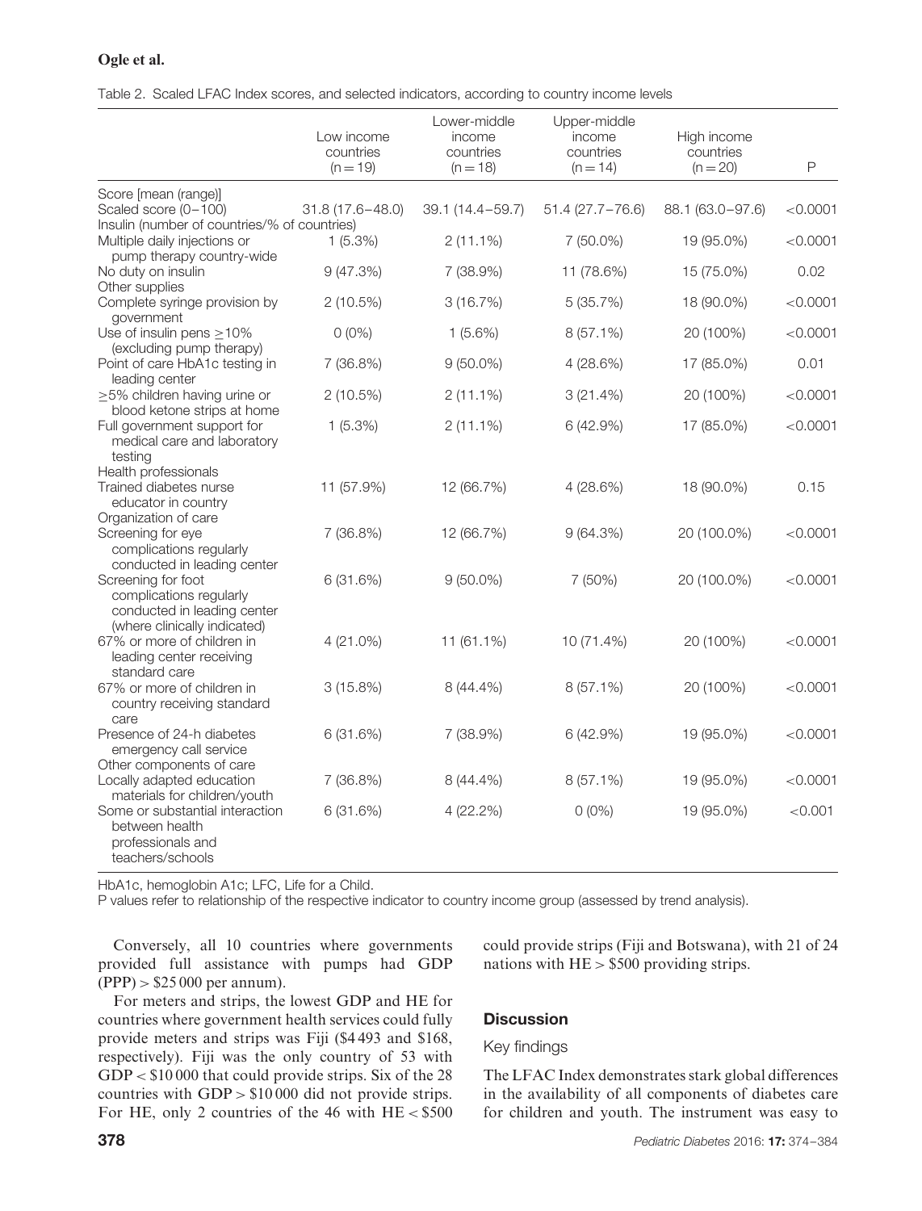Table 2. Scaled LFAC Index scores, and selected indicators, according to country income levels

| | Low income countries (n = 19) | Lower-middle income countries (n = 18) | Upper-middle income countries (n = 14) | High income countries (n = 20) | P |
|---|---|---|---|---|---|
| Score [mean (range)] | | | | | |
| Scaled score (0–100) | 31.8 (17.6–48.0) | 39.1 (14.4–59.7) | 51.4 (27.7–76.6) | 88.1 (63.0–97.6) | <0.0001 |
| Insulin (number of countries/% of countries) | | | | | |
| Multiple daily injections or pump therapy country-wide | 1 (5.3%) | 2 (11.1%) | 7 (50.0%) | 19 (95.0%) | <0.0001 |
| No duty on insulin | 9 (47.3%) | 7 (38.9%) | 11 (78.6%) | 15 (75.0%) | 0.02 |
| Other supplies | | | | | |
| Complete syringe provision by government | 2 (10.5%) | 3 (16.7%) | 5 (35.7%) | 18 (90.0%) | <0.0001 |
| Use of insulin pens ≥10% (excluding pump therapy) | 0 (0%) | 1 (5.6%) | 8 (57.1%) | 20 (100%) | <0.0001 |
| Point of care HbA1c testing in leading center | 7 (36.8%) | 9 (50.0%) | 4 (28.6%) | 17 (85.0%) | 0.01 |
| ≥5% children having urine or blood ketone strips at home | 2 (10.5%) | 2 (11.1%) | 3 (21.4%) | 20 (100%) | <0.0001 |
| Full government support for medical care and laboratory testing | 1 (5.3%) | 2 (11.1%) | 6 (42.9%) | 17 (85.0%) | <0.0001 |
| Health professionals | | | | | |
| Trained diabetes nurse educator in country | 11 (57.9%) | 12 (66.7%) | 4 (28.6%) | 18 (90.0%) | 0.15 |
| Organization of care | | | | | |
| Screening for eye complications regularly conducted in leading center | 7 (36.8%) | 12 (66.7%) | 9 (64.3%) | 20 (100.0%) | <0.0001 |
| Screening for foot complications regularly conducted in leading center (where clinically indicated) | 6 (31.6%) | 9 (50.0%) | 7 (50%) | 20 (100.0%) | <0.0001 |
| 67% or more of children in leading center receiving standard care | 4 (21.0%) | 11 (61.1%) | 10 (71.4%) | 20 (100%) | <0.0001 |
| 67% or more of children in country receiving standard care | 3 (15.8%) | 8 (44.4%) | 8 (57.1%) | 20 (100%) | <0.0001 |
| Presence of 24-h diabetes emergency call service | 6 (31.6%) | 7 (38.9%) | 6 (42.9%) | 19 (95.0%) | <0.0001 |
| Other components of care | | | | | |
| Locally adapted education materials for children/youth | 7 (36.8%) | 8 (44.4%) | 8 (57.1%) | 19 (95.0%) | <0.0001 |
| Some or substantial interaction between health professionals and teachers/schools | 6 (31.6%) | 4 (22.2%) | 0 (0%) | 19 (95.0%) | <0.001 |

HbA1c, hemoglobin A1c; LFC, Life for a Child.
P values refer to relationship of the respective indicator to country income group (assessed by trend analysis).

Conversely, all 10 countries where governments provided full assistance with pumps had GDP (PPP) > $25 000 per annum).

For meters and strips, the lowest GDP and HE for countries where government health services could fully provide meters and strips was Fiji ($4 493 and $168, respectively). Fiji was the only country of 53 with GDP < $10 000 that could provide strips. Six of the 28 countries with GDP > $10 000 did not provide strips. For HE, only 2 countries of the 46 with HE < $500 could provide strips (Fiji and Botswana), with 21 of 24 nations with HE > $500 providing strips.

## Discussion

### Key findings

The LFAC Index demonstrates stark global differences in the availability of all components of diabetes care for children and youth. The instrument was easy to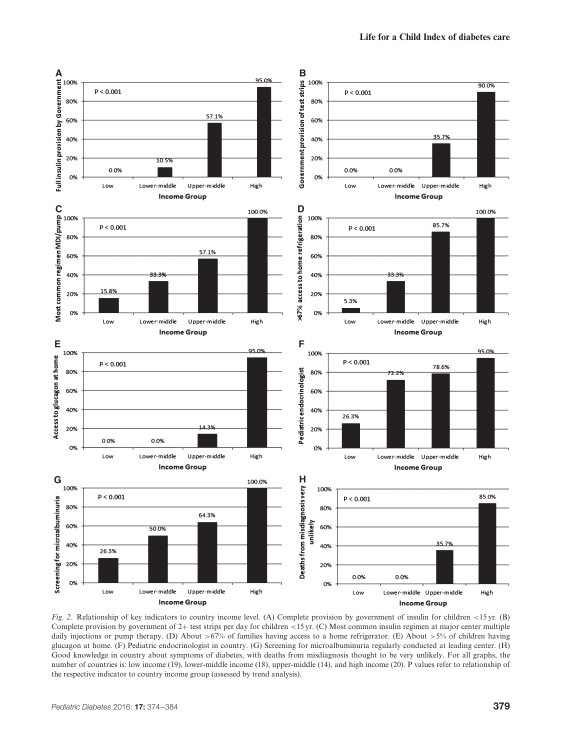*Fig. 2.* Relationship of key indicators to country income level. (A) Complete provision by government of insulin for children <15 yr. (B) Complete provision by government of 2+ test strips per day for children <15 yr. (C) Most common insulin regimen at major center multiple daily injections or pump therapy. (D) About >67% of families having access to a home refrigerator. (E) About >5% of children having glucagon at home. (F) Pediatric endocrinologist in country. (G) Screening for microalbuminuria regularly conducted at leading center. (H) Good knowledge in country about symptoms of diabetes, with deaths from misdiagnosis thought to be very unlikely. For all graphs, the number of countries is: low income (19), lower-middle income (18), upper-middle (14), and high income (20). P values refer to relationship of the respective indicator to country income group (assessed by trend analysis).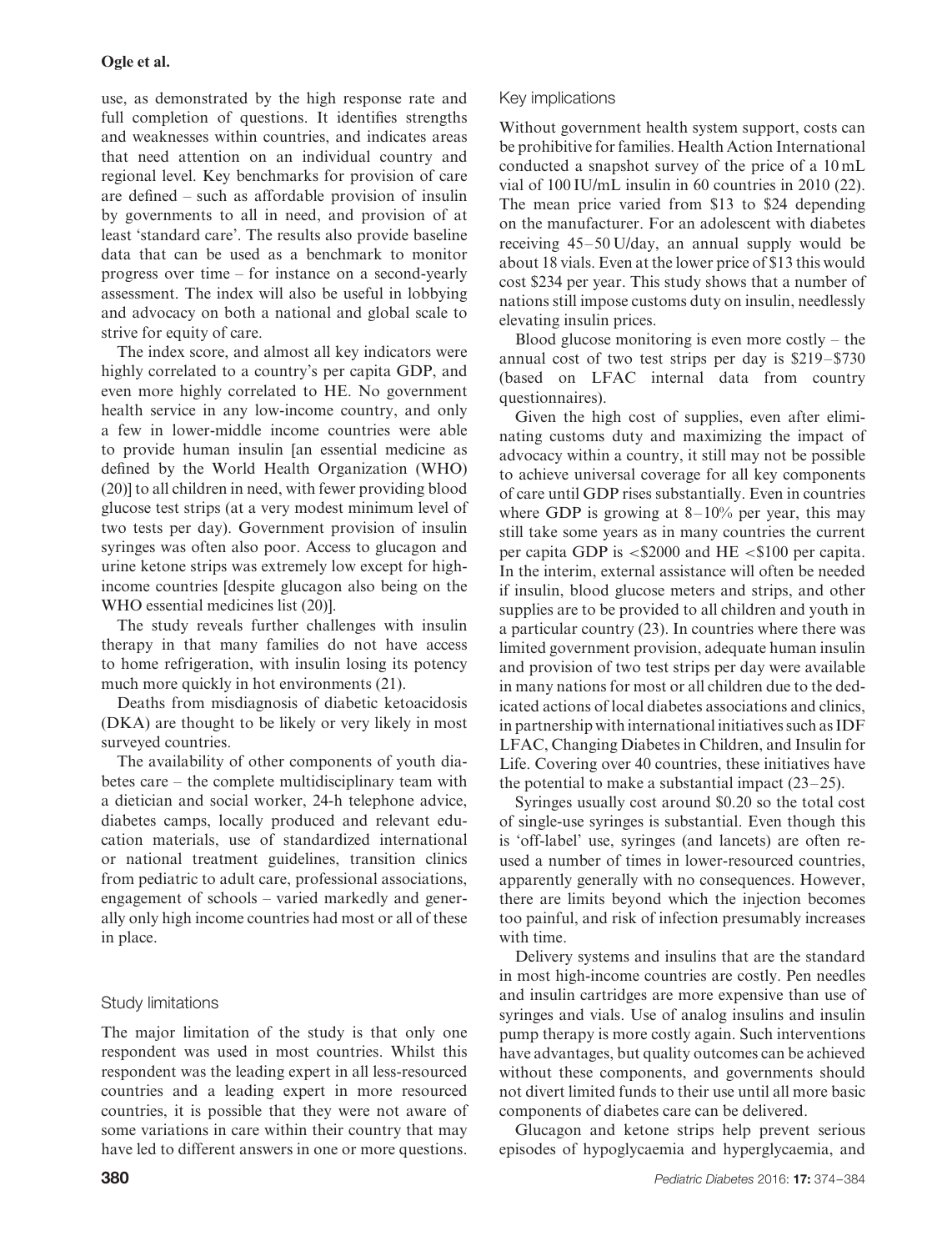use, as demonstrated by the high response rate and full completion of questions. It identifies strengths and weaknesses within countries, and indicates areas that need attention on an individual country and regional level. Key benchmarks for provision of care are defined – such as affordable provision of insulin by governments to all in need, and provision of at least 'standard care'. The results also provide baseline data that can be used as a benchmark to monitor progress over time – for instance on a second-yearly assessment. The index will also be useful in lobbying and advocacy on both a national and global scale to strive for equity of care.

The index score, and almost all key indicators were highly correlated to a country's per capita GDP, and even more highly correlated to HE. No government health service in any low-income country, and only a few in lower-middle income countries were able to provide human insulin [an essential medicine as defined by the World Health Organization (WHO) (20)] to all children in need, with fewer providing blood glucose test strips (at a very modest minimum level of two tests per day). Government provision of insulin syringes was often also poor. Access to glucagon and urine ketone strips was extremely low except for high-income countries [despite glucagon also being on the WHO essential medicines list (20)].

The study reveals further challenges with insulin therapy in that many families do not have access to home refrigeration, with insulin losing its potency much more quickly in hot environments (21).

Deaths from misdiagnosis of diabetic ketoacidosis (DKA) are thought to be likely or very likely in most surveyed countries.

The availability of other components of youth diabetes care – the complete multidisciplinary team with a dietician and social worker, 24-h telephone advice, diabetes camps, locally produced and relevant education materials, use of standardized international or national treatment guidelines, transition clinics from pediatric to adult care, professional associations, engagement of schools – varied markedly and generally only high income countries had most or all of these in place.

## Study limitations

The major limitation of the study is that only one respondent was used in most countries. Whilst this respondent was the leading expert in all less-resourced countries and a leading expert in more resourced countries, it is possible that they were not aware of some variations in care within their country that may have led to different answers in one or more questions.

## Key implications

Without government health system support, costs can be prohibitive for families. Health Action International conducted a snapshot survey of the price of a 10 mL vial of 100 IU/mL insulin in 60 countries in 2010 (22). The mean price varied from \$13 to \$24 depending on the manufacturer. For an adolescent with diabetes receiving 45–50 U/day, an annual supply would be about 18 vials. Even at the lower price of \$13 this would cost \$234 per year. This study shows that a number of nations still impose customs duty on insulin, needlessly elevating insulin prices.

Blood glucose monitoring is even more costly – the annual cost of two test strips per day is \$219–\$730 (based on LFAC internal data from country questionnaires).

Given the high cost of supplies, even after eliminating customs duty and maximizing the impact of advocacy within a country, it still may not be possible to achieve universal coverage for all key components of care until GDP rises substantially. Even in countries where GDP is growing at 8–10% per year, this may still take some years as in many countries the current per capita GDP is <\$2000 and HE <\$100 per capita. In the interim, external assistance will often be needed if insulin, blood glucose meters and strips, and other supplies are to be provided to all children and youth in a particular country (23). In countries where there was limited government provision, adequate human insulin and provision of two test strips per day were available in many nations for most or all children due to the dedicated actions of local diabetes associations and clinics, in partnership with international initiatives such as IDF LFAC, Changing Diabetes in Children, and Insulin for Life. Covering over 40 countries, these initiatives have the potential to make a substantial impact (23–25).

Syringes usually cost around \$0.20 so the total cost of single-use syringes is substantial. Even though this is 'off-label' use, syringes (and lancets) are often re-used a number of times in lower-resourced countries, apparently generally with no consequences. However, there are limits beyond which the injection becomes too painful, and risk of infection presumably increases with time.

Delivery systems and insulins that are the standard in most high-income countries are costly. Pen needles and insulin cartridges are more expensive than use of syringes and vials. Use of analog insulins and insulin pump therapy is more costly again. Such interventions have advantages, but quality outcomes can be achieved without these components, and governments should not divert limited funds to their use until all more basic components of diabetes care can be delivered.

Glucagon and ketone strips help prevent serious episodes of hypoglycaemia and hyperglycaemia, and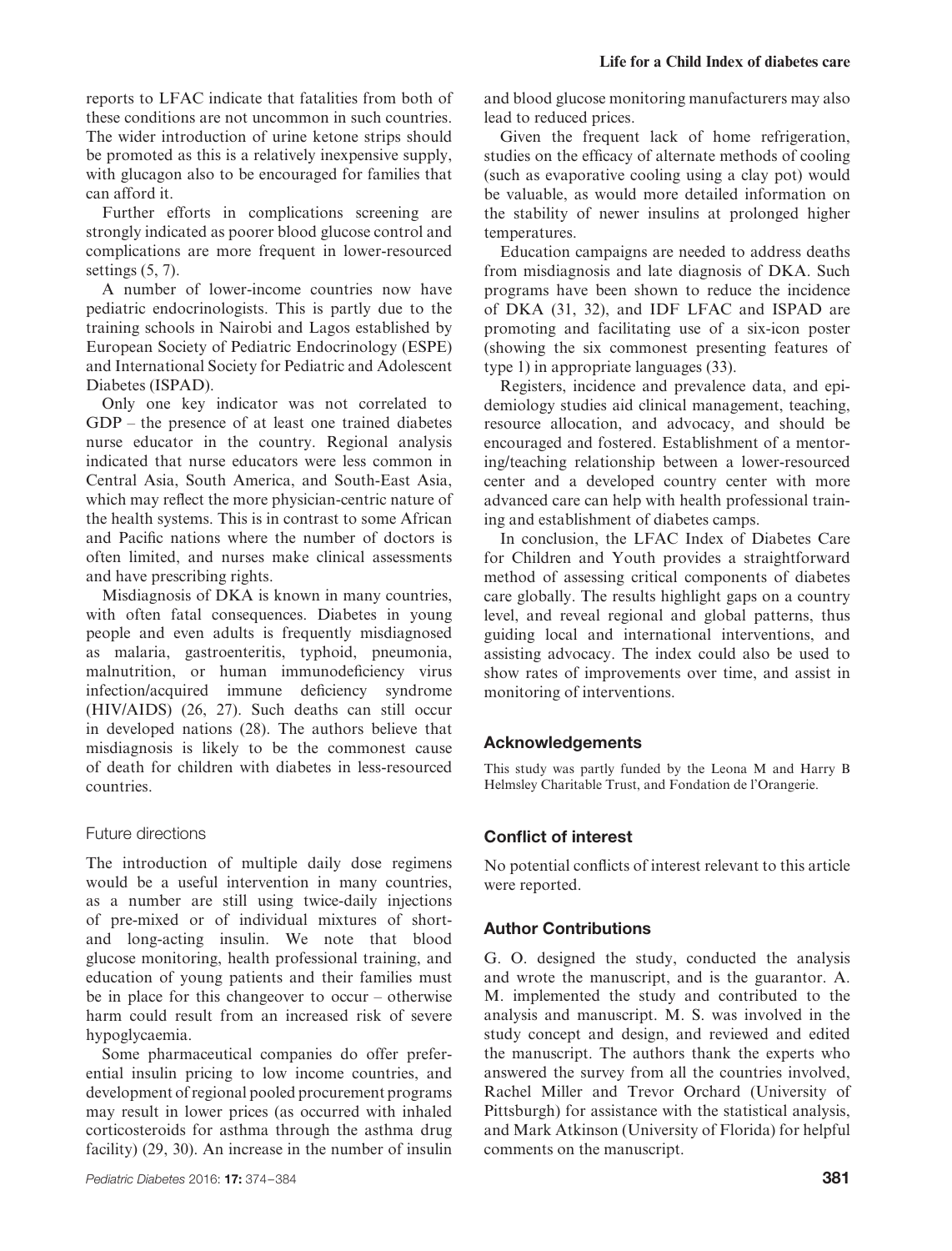reports to LFAC indicate that fatalities from both of these conditions are not uncommon in such countries. The wider introduction of urine ketone strips should be promoted as this is a relatively inexpensive supply, with glucagon also to be encouraged for families that can afford it.

Further efforts in complications screening are strongly indicated as poorer blood glucose control and complications are more frequent in lower-resourced settings (5, 7).

A number of lower-income countries now have pediatric endocrinologists. This is partly due to the training schools in Nairobi and Lagos established by European Society of Pediatric Endocrinology (ESPE) and International Society for Pediatric and Adolescent Diabetes (ISPAD).

Only one key indicator was not correlated to GDP – the presence of at least one trained diabetes nurse educator in the country. Regional analysis indicated that nurse educators were less common in Central Asia, South America, and South-East Asia, which may reflect the more physician-centric nature of the health systems. This is in contrast to some African and Pacific nations where the number of doctors is often limited, and nurses make clinical assessments and have prescribing rights.

Misdiagnosis of DKA is known in many countries, with often fatal consequences. Diabetes in young people and even adults is frequently misdiagnosed as malaria, gastroenteritis, typhoid, pneumonia, malnutrition, or human immunodeficiency virus infection/acquired immune deficiency syndrome (HIV/AIDS) (26, 27). Such deaths can still occur in developed nations (28). The authors believe that misdiagnosis is likely to be the commonest cause of death for children with diabetes in less-resourced countries.

### Future directions

The introduction of multiple daily dose regimens would be a useful intervention in many countries, as a number are still using twice-daily injections of pre-mixed or of individual mixtures of short- and long-acting insulin. We note that blood glucose monitoring, health professional training, and education of young patients and their families must be in place for this changeover to occur – otherwise harm could result from an increased risk of severe hypoglycaemia.

Some pharmaceutical companies do offer preferential insulin pricing to low income countries, and development of regional pooled procurement programs may result in lower prices (as occurred with inhaled corticosteroids for asthma through the asthma drug facility) (29, 30). An increase in the number of insulin and blood glucose monitoring manufacturers may also lead to reduced prices.

Given the frequent lack of home refrigeration, studies on the efficacy of alternate methods of cooling (such as evaporative cooling using a clay pot) would be valuable, as would more detailed information on the stability of newer insulins at prolonged higher temperatures.

Education campaigns are needed to address deaths from misdiagnosis and late diagnosis of DKA. Such programs have been shown to reduce the incidence of DKA (31, 32), and IDF LFAC and ISPAD are promoting and facilitating use of a six-icon poster (showing the six commonest presenting features of type 1) in appropriate languages (33).

Registers, incidence and prevalence data, and epidemiology studies aid clinical management, teaching, resource allocation, and advocacy, and should be encouraged and fostered. Establishment of a mentoring/teaching relationship between a lower-resourced center and a developed country center with more advanced care can help with health professional training and establishment of diabetes camps.

In conclusion, the LFAC Index of Diabetes Care for Children and Youth provides a straightforward method of assessing critical components of diabetes care globally. The results highlight gaps on a country level, and reveal regional and global patterns, thus guiding local and international interventions, and assisting advocacy. The index could also be used to show rates of improvements over time, and assist in monitoring of interventions.

## Acknowledgements

This study was partly funded by the Leona M and Harry B Helmsley Charitable Trust, and Fondation de l'Orangerie.

## Conflict of interest

No potential conflicts of interest relevant to this article were reported.

## Author Contributions

G. O. designed the study, conducted the analysis and wrote the manuscript, and is the guarantor. A. M. implemented the study and contributed to the analysis and manuscript. M. S. was involved in the study concept and design, and reviewed and edited the manuscript. The authors thank the experts who answered the survey from all the countries involved, Rachel Miller and Trevor Orchard (University of Pittsburgh) for assistance with the statistical analysis, and Mark Atkinson (University of Florida) for helpful comments on the manuscript.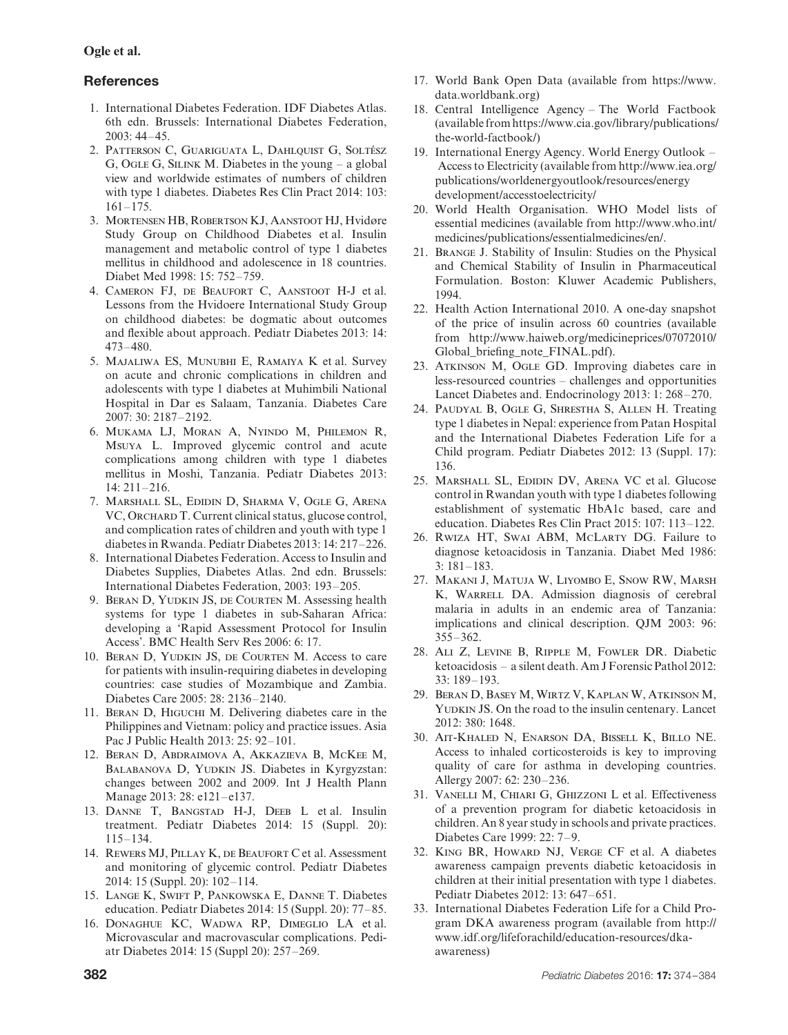## References

1. International Diabetes Federation. IDF Diabetes Atlas. 6th edn. Brussels: International Diabetes Federation, 2003: 44–45.
2. Patterson C, Guariguata L, Dahlquist G, Soltész G, Ogle G, Silink M. Diabetes in the young – a global view and worldwide estimates of numbers of children with type 1 diabetes. Diabetes Res Clin Pract 2014: 103: 161–175.
3. Mortensen HB, Robertson KJ, Aanstoot HJ, Hvidøre Study Group on Childhood Diabetes et al. Insulin management and metabolic control of type 1 diabetes mellitus in childhood and adolescence in 18 countries. Diabet Med 1998: 15: 752–759.
4. Cameron FJ, de Beaufort C, Aanstoot H-J et al. Lessons from the Hvidoere International Study Group on childhood diabetes: be dogmatic about outcomes and flexible about approach. Pediatr Diabetes 2013: 14: 473–480.
5. Majaliwa ES, Munubhi E, Ramaiya K et al. Survey on acute and chronic complications in children and adolescents with type 1 diabetes at Muhimbili National Hospital in Dar es Salaam, Tanzania. Diabetes Care 2007: 30: 2187–2192.
6. Mukama LJ, Moran A, Nyindo M, Philemon R, Msuya L. Improved glycemic control and acute complications among children with type 1 diabetes mellitus in Moshi, Tanzania. Pediatr Diabetes 2013: 14: 211–216.
7. Marshall SL, Edidin D, Sharma V, Ogle G, Arena VC, Orchard T. Current clinical status, glucose control, and complication rates of children and youth with type 1 diabetes in Rwanda. Pediatr Diabetes 2013: 14: 217–226.
8. International Diabetes Federation. Access to Insulin and Diabetes Supplies, Diabetes Atlas. 2nd edn. Brussels: International Diabetes Federation, 2003: 193–205.
9. Beran D, Yudkin JS, de Courten M. Assessing health systems for type 1 diabetes in sub-Saharan Africa: developing a 'Rapid Assessment Protocol for Insulin Access'. BMC Health Serv Res 2006: 6: 17.
10. Beran D, Yudkin JS, de Courten M. Access to care for patients with insulin-requiring diabetes in developing countries: case studies of Mozambique and Zambia. Diabetes Care 2005: 28: 2136–2140.
11. Beran D, Higuchi M. Delivering diabetes care in the Philippines and Vietnam: policy and practice issues. Asia Pac J Public Health 2013: 25: 92–101.
12. Beran D, Abdraimova A, Akkazieva B, McKee M, Balabanova D, Yudkin JS. Diabetes in Kyrgyzstan: changes between 2002 and 2009. Int J Health Plann Manage 2013: 28: e121–e137.
13. Danne T, Bangstad H-J, Deeb L et al. Insulin treatment. Pediatr Diabetes 2014: 15 (Suppl. 20): 115–134.
14. Rewers MJ, Pillay K, de Beaufort C et al. Assessment and monitoring of glycemic control. Pediatr Diabetes 2014: 15 (Suppl. 20): 102–114.
15. Lange K, Swift P, Pankowska E, Danne T. Diabetes education. Pediatr Diabetes 2014: 15 (Suppl. 20): 77–85.
16. Donaghue KC, Wadwa RP, Dimeglio LA et al. Microvascular and macrovascular complications. Pediatr Diabetes 2014: 15 (Suppl 20): 257–269.
17. World Bank Open Data (available from https://www.data.worldbank.org)
18. Central Intelligence Agency – The World Factbook (available from https://www.cia.gov/library/publications/the-world-factbook/)
19. International Energy Agency. World Energy Outlook – Access to Electricity (available from http://www.iea.org/publications/worldenergyoutlook/resources/energydevelopment/accesstoelectricity/
20. World Health Organisation. WHO Model lists of essential medicines (available from http://www.who.int/medicines/publications/essentialmedicines/en/.
21. Brange J. Stability of Insulin: Studies on the Physical and Chemical Stability of Insulin in Pharmaceutical Formulation. Boston: Kluwer Academic Publishers, 1994.
22. Health Action International 2010. A one-day snapshot of the price of insulin across 60 countries (available from http://www.haiweb.org/medicineprices/07072010/Global_briefing_note_FINAL.pdf).
23. Atkinson M, Ogle GD. Improving diabetes care in less-resourced countries – challenges and opportunities Lancet Diabetes and. Endocrinology 2013: 1: 268–270.
24. Paudyal B, Ogle G, Shrestha S, Allen H. Treating type 1 diabetes in Nepal: experience from Patan Hospital and the International Diabetes Federation Life for a Child program. Pediatr Diabetes 2012: 13 (Suppl. 17): 136.
25. Marshall SL, Edidin DV, Arena VC et al. Glucose control in Rwandan youth with type 1 diabetes following establishment of systematic HbA1c based, care and education. Diabetes Res Clin Pract 2015: 107: 113–122.
26. Rwiza HT, Swai ABM, McLarty DG. Failure to diagnose ketoacidosis in Tanzania. Diabet Med 1986: 3: 181–183.
27. Makani J, Matuja W, Liyombo E, Snow RW, Marsh K, Warrell DA. Admission diagnosis of cerebral malaria in adults in an endemic area of Tanzania: implications and clinical description. QJM 2003: 96: 355–362.
28. Ali Z, Levine B, Ripple M, Fowler DR. Diabetic ketoacidosis – a silent death. Am J Forensic Pathol 2012: 33: 189–193.
29. Beran D, Basey M, Wirtz V, Kaplan W, Atkinson M, Yudkin JS. On the road to the insulin centenary. Lancet 2012: 380: 1648.
30. Ait-Khaled N, Enarson DA, Bissell K, Billo NE. Access to inhaled corticosteroids is key to improving quality of care for asthma in developing countries. Allergy 2007: 62: 230–236.
31. Vanelli M, Chiari G, Ghizzoni L et al. Effectiveness of a prevention program for diabetic ketoacidosis in children. An 8 year study in schools and private practices. Diabetes Care 1999: 22: 7–9.
32. King BR, Howard NJ, Verge CF et al. A diabetes awareness campaign prevents diabetic ketoacidosis in children at their initial presentation with type 1 diabetes. Pediatr Diabetes 2012: 13: 647–651.
33. International Diabetes Federation Life for a Child Program DKA awareness program (available from http://www.idf.org/lifeforachild/education-resources/dka-awareness)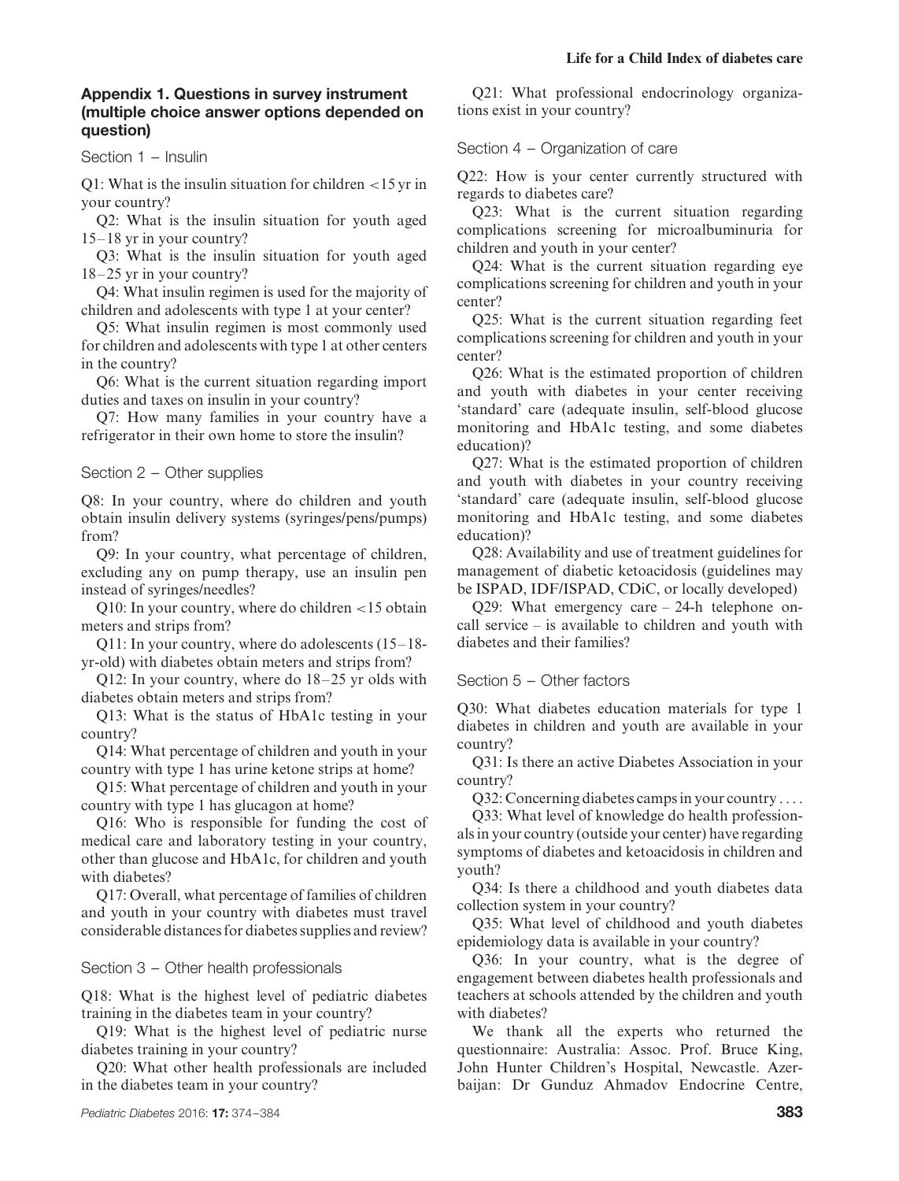## Appendix 1. Questions in survey instrument (multiple choice answer options depended on question)

### Section 1 – Insulin

Q1: What is the insulin situation for children <15 yr in your country?

Q2: What is the insulin situation for youth aged 15–18 yr in your country?

Q3: What is the insulin situation for youth aged 18–25 yr in your country?

Q4: What insulin regimen is used for the majority of children and adolescents with type 1 at your center?

Q5: What insulin regimen is most commonly used for children and adolescents with type 1 at other centers in the country?

Q6: What is the current situation regarding import duties and taxes on insulin in your country?

Q7: How many families in your country have a refrigerator in their own home to store the insulin?

### Section 2 – Other supplies

Q8: In your country, where do children and youth obtain insulin delivery systems (syringes/pens/pumps) from?

Q9: In your country, what percentage of children, excluding any on pump therapy, use an insulin pen instead of syringes/needles?

Q10: In your country, where do children <15 obtain meters and strips from?

Q11: In your country, where do adolescents (15–18-yr-old) with diabetes obtain meters and strips from?

Q12: In your country, where do 18–25 yr olds with diabetes obtain meters and strips from?

Q13: What is the status of HbA1c testing in your country?

Q14: What percentage of children and youth in your country with type 1 has urine ketone strips at home?

Q15: What percentage of children and youth in your country with type 1 has glucagon at home?

Q16: Who is responsible for funding the cost of medical care and laboratory testing in your country, other than glucose and HbA1c, for children and youth with diabetes?

Q17: Overall, what percentage of families of children and youth in your country with diabetes must travel considerable distances for diabetes supplies and review?

### Section 3 – Other health professionals

Q18: What is the highest level of pediatric diabetes training in the diabetes team in your country?

Q19: What is the highest level of pediatric nurse diabetes training in your country?

Q20: What other health professionals are included in the diabetes team in your country?

Q21: What professional endocrinology organizations exist in your country?

### Section 4 – Organization of care

Q22: How is your center currently structured with regards to diabetes care?

Q23: What is the current situation regarding complications screening for microalbuminuria for children and youth in your center?

Q24: What is the current situation regarding eye complications screening for children and youth in your center?

Q25: What is the current situation regarding feet complications screening for children and youth in your center?

Q26: What is the estimated proportion of children and youth with diabetes in your center receiving 'standard' care (adequate insulin, self-blood glucose monitoring and HbA1c testing, and some diabetes education)?

Q27: What is the estimated proportion of children and youth with diabetes in your country receiving 'standard' care (adequate insulin, self-blood glucose monitoring and HbA1c testing, and some diabetes education)?

Q28: Availability and use of treatment guidelines for management of diabetic ketoacidosis (guidelines may be ISPAD, IDF/ISPAD, CDiC, or locally developed)

Q29: What emergency care – 24-h telephone on-call service – is available to children and youth with diabetes and their families?

### Section 5 – Other factors

Q30: What diabetes education materials for type 1 diabetes in children and youth are available in your country?

Q31: Is there an active Diabetes Association in your country?

Q32: Concerning diabetes camps in your country ....

Q33: What level of knowledge do health professionals in your country (outside your center) have regarding symptoms of diabetes and ketoacidosis in children and youth?

Q34: Is there a childhood and youth diabetes data collection system in your country?

Q35: What level of childhood and youth diabetes epidemiology data is available in your country?

Q36: In your country, what is the degree of engagement between diabetes health professionals and teachers at schools attended by the children and youth with diabetes?

We thank all the experts who returned the questionnaire: Australia: Assoc. Prof. Bruce King, John Hunter Children's Hospital, Newcastle. Azerbaijan: Dr Gunduz Ahmadov Endocrine Centre,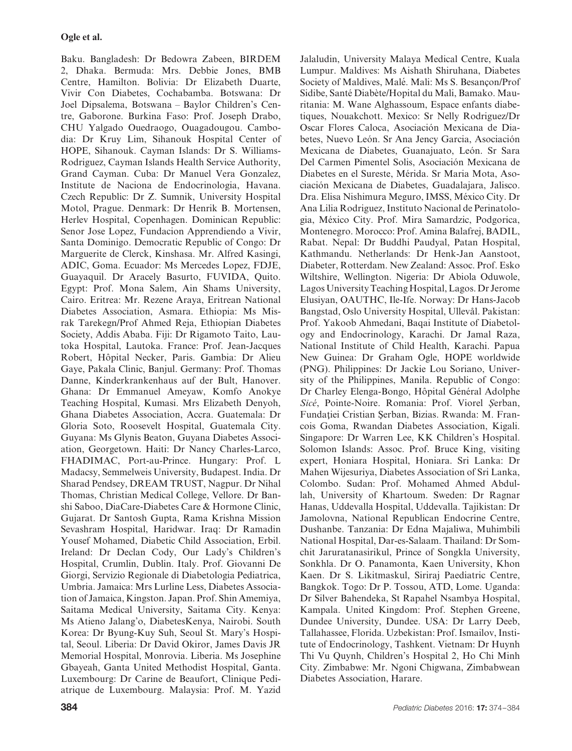Baku. Bangladesh: Dr Bedowra Zabeen, BIRDEM 2, Dhaka. Bermuda: Mrs. Debbie Jones, BMB Centre, Hamilton. Bolivia: Dr Elizabeth Duarte, Vivir Con Diabetes, Cochabamba. Botswana: Dr Joel Dipsalema, Botswana – Baylor Children's Centre, Gaborone. Burkina Faso: Prof. Joseph Drabo, CHU Yalgado Ouedraogo, Ouagadougou. Cambodia: Dr Kruy Lim, Sihanouk Hospital Center of HOPE, Sihanouk. Cayman Islands: Dr S. Williams-Rodriguez, Cayman Islands Health Service Authority, Grand Cayman. Cuba: Dr Manuel Vera Gonzalez, Institute de Naciona de Endocrinologia, Havana. Czech Republic: Dr Z. Sumnik, University Hospital Motol, Prague. Denmark: Dr Henrik B. Mortensen, Herlev Hospital, Copenhagen. Dominican Republic: Senor Jose Lopez, Fundacion Apprendiendo a Vivir, Santa Dominigo. Democratic Republic of Congo: Dr Marguerite de Clerck, Kinshasa. Mr. Alfred Kasingi, ADIC, Goma. Ecuador: Ms Mercedes Lopez, FDJE, Guayaquil. Dr Aracely Basurto, FUVIDA, Quito. Egypt: Prof. Mona Salem, Ain Shams University, Cairo. Eritrea: Mr. Rezene Araya, Eritrean National Diabetes Association, Asmara. Ethiopia: Ms Misrak Tarekegn/Prof Ahmed Reja, Ethiopian Diabetes Society, Addis Ababa. Fiji: Dr Rigamoto Taito, Lautoka Hospital, Lautoka. France: Prof. Jean-Jacques Robert, Hôpital Necker, Paris. Gambia: Dr Alieu Gaye, Pakala Clinic, Banjul. Germany: Prof. Thomas Danne, Kinderkrankenhaus auf der Bult, Hanover. Ghana: Dr Emmanuel Ameyaw, Komfo Anokye Teaching Hospital, Kumasi. Mrs Elizabeth Denyoh, Ghana Diabetes Association, Accra. Guatemala: Dr Gloria Soto, Roosevelt Hospital, Guatemala City. Guyana: Ms Glynis Beaton, Guyana Diabetes Association, Georgetown. Haiti: Dr Nancy Charles-Larco, FHADIMAC, Port-au-Prince. Hungary: Prof. L Madacsy, Semmelweis University, Budapest. India. Dr Sharad Pendsey, DREAM TRUST, Nagpur. Dr Nihal Thomas, Christian Medical College, Vellore. Dr Banshi Saboo, DiaCare-Diabetes Care & Hormone Clinic, Gujarat. Dr Santosh Gupta, Rama Krishna Mission Sevashram Hospital, Haridwar. Iraq: Dr Ramadin Yousef Mohamed, Diabetic Child Association, Erbil. Ireland: Dr Declan Cody, Our Lady's Children's Hospital, Crumlin, Dublin. Italy. Prof. Giovanni De Giorgi, Servizio Regionale di Diabetologia Pediatrica, Umbria. Jamaica: Mrs Lurline Less, Diabetes Association of Jamaica, Kingston. Japan. Prof. Shin Amemiya, Saitama Medical University, Saitama City. Kenya: Ms Atieno Jalang'o, DiabetesKenya, Nairobi. South Korea: Dr Byung-Kuy Suh, Seoul St. Mary's Hospital, Seoul. Liberia: Dr David Okiror, James Davis JR Memorial Hospital, Monrovia. Liberia. Ms Josephine Gbayeah, Ganta United Methodist Hospital, Ganta. Luxembourg: Dr Carine de Beaufort, Clinique Pediatrique de Luxembourg. Malaysia: Prof. M. Yazid Jalaludin, University Malaya Medical Centre, Kuala Lumpur. Maldives: Ms Aishath Shiruhana, Diabetes Society of Maldives, Malé. Mali: Ms S. Besançon/Prof Sidibe, Santé Diabète/Hopital du Mali, Bamako. Mauritania: M. Wane Alghassoum, Espace enfants diabetiques, Nouakchott. Mexico: Sr Nelly Rodriguez/Dr Oscar Flores Caloca, Asociación Mexicana de Diabetes, Nuevo León. Sr Ana Jency Garcia, Asociación Mexicana de Diabetes, Guanajuato, León. Sr Sara Del Carmen Pimentel Solis, Asociación Mexicana de Diabetes en el Sureste, Mérida. Sr Maria Mota, Asociación Mexicana de Diabetes, Guadalajara, Jalisco. Dra. Elisa Nishimura Meguro, IMSS, México City. Dr Ana Lilia Rodriguez, Instituto Nacional de Perinatologia, México City. Prof. Mira Samardzic, Podgorica, Montenegro. Morocco: Prof. Amina Balafrej, BADIL, Rabat. Nepal: Dr Buddhi Paudyal, Patan Hospital, Kathmandu. Netherlands: Dr Henk-Jan Aanstoot, Diabeter, Rotterdam. New Zealand: Assoc. Prof. Esko Wiltshire, Wellington. Nigeria: Dr Abiola Oduwole, Lagos University Teaching Hospital, Lagos. Dr Jerome Elusiyan, OAUTHC, Ile-Ife. Norway: Dr Hans-Jacob Bangstad, Oslo University Hospital, Ullevål. Pakistan: Prof. Yakoob Ahmedani, Baqai Institute of Diabetology and Endocrinology, Karachi. Dr Jamal Raza, National Institute of Child Health, Karachi. Papua New Guinea: Dr Graham Ogle, HOPE worldwide (PNG). Philippines: Dr Jackie Lou Soriano, University of the Philippines, Manila. Republic of Congo: Dr Charley Elenga-Bongo, Hôpital Général Adolphe *Sicé*, Pointe-Noire. Romania: Prof. Viorel Şerban, Fundaţiei Cristian Şerban, Bizias. Rwanda: M. Francois Goma, Rwandan Diabetes Association, Kigali. Singapore: Dr Warren Lee, KK Children's Hospital. Solomon Islands: Assoc. Prof. Bruce King, visiting expert, Honiara Hospital, Honiara. Sri Lanka: Dr Mahen Wijesuriya, Diabetes Association of Sri Lanka, Colombo. Sudan: Prof. Mohamed Ahmed Abdullah, University of Khartoum. Sweden: Dr Ragnar Hanas, Uddevalla Hospital, Uddevalla. Tajikistan: Dr Jamolovna, National Republican Endocrine Centre, Dushanbe. Tanzania: Dr Edna Majaliwa, Muhimbili National Hospital, Dar-es-Salaam. Thailand: Dr Somchit Jaruratanasirikul, Prince of Songkla University, Sonkhla. Dr O. Panamonta, Kaen University, Khon Kaen. Dr S. Likitmaskul, Siriraj Paediatric Centre, Bangkok. Togo: Dr P. Tossou, ATD, Lome. Uganda: Dr Silver Bahendeka, St Rapahel Nsambya Hospital, Kampala. United Kingdom: Prof. Stephen Greene, Dundee University, Dundee. USA: Dr Larry Deeb, Tallahassee, Florida. Uzbekistan: Prof. Ismailov, Institute of Endocrinology, Tashkent. Vietnam: Dr Huynh Thi Vu Quynh, Children's Hospital 2, Ho Chi Minh City. Zimbabwe: Mr. Ngoni Chigwana, Zimbabwean Diabetes Association, Harare.